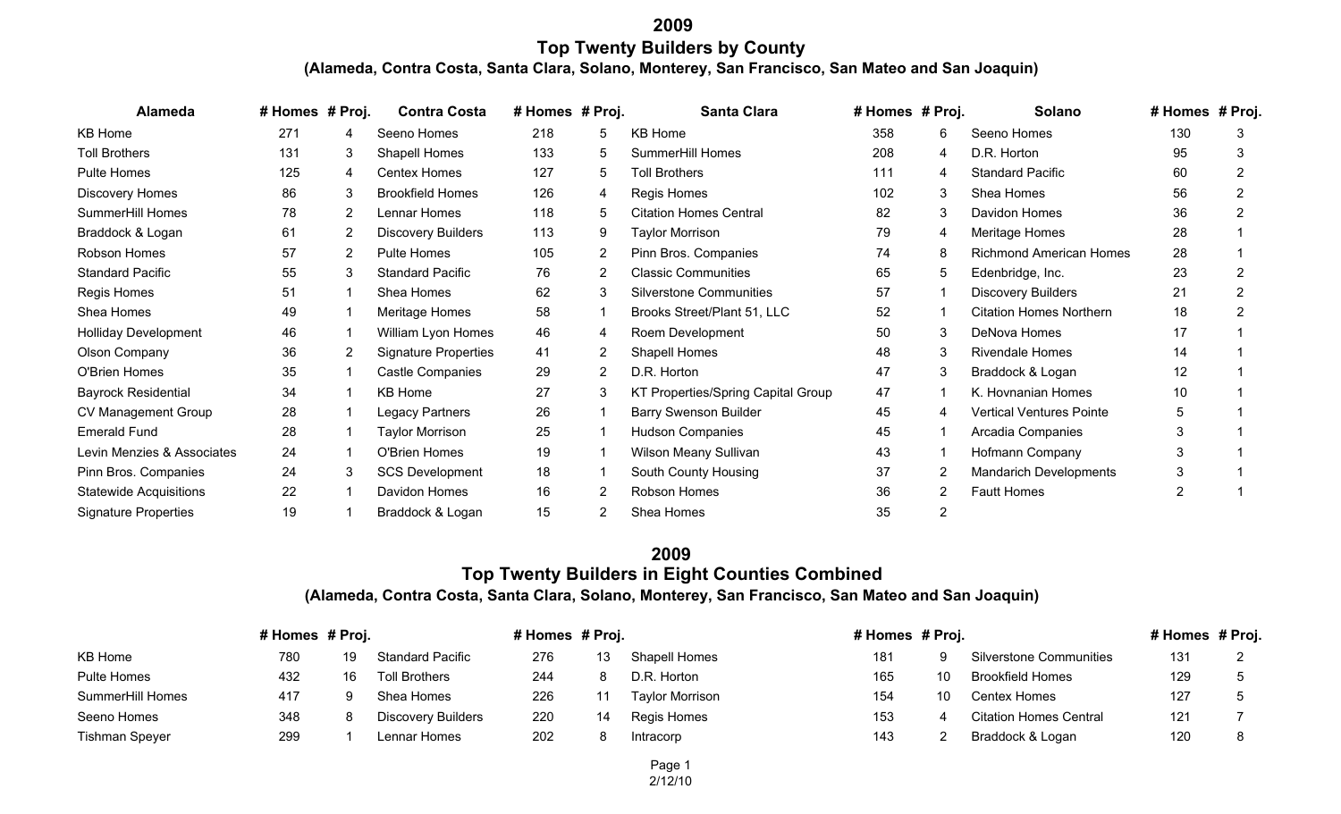# 2009
## Top Twenty Builders by County
### (Alameda, Contra Costa, Santa Clara, Solano, Monterey, San Francisco, San Mateo and San Joaquin)

| Alameda | # Homes | # Proj. | Contra Costa | # Homes | # Proj. | Santa Clara | # Homes | # Proj. | Solano | # Homes | # Proj. |
|---|---|---|---|---|---|---|---|---|---|---|---|
| KB Home | 271 | 4 | Seeno Homes | 218 | 5 | KB Home | 358 | 6 | Seeno Homes | 130 | 3 |
| Toll Brothers | 131 | 3 | Shapell Homes | 133 | 5 | SummerHill Homes | 208 | 4 | D.R. Horton | 95 | 3 |
| Pulte Homes | 125 | 4 | Centex Homes | 127 | 5 | Toll Brothers | 111 | 4 | Standard Pacific | 60 | 2 |
| Discovery Homes | 86 | 3 | Brookfield Homes | 126 | 4 | Regis Homes | 102 | 3 | Shea Homes | 56 | 2 |
| SummerHill Homes | 78 | 2 | Lennar Homes | 118 | 5 | Citation Homes Central | 82 | 3 | Davidon Homes | 36 | 2 |
| Braddock & Logan | 61 | 2 | Discovery Builders | 113 | 9 | Taylor Morrison | 79 | 4 | Meritage Homes | 28 | 1 |
| Robson Homes | 57 | 2 | Pulte Homes | 105 | 2 | Pinn Bros. Companies | 74 | 8 | Richmond American Homes | 28 | 1 |
| Standard Pacific | 55 | 3 | Standard Pacific | 76 | 2 | Classic Communities | 65 | 5 | Edenbridge, Inc. | 23 | 2 |
| Regis Homes | 51 | 1 | Shea Homes | 62 | 3 | Silverstone Communities | 57 | 1 | Discovery Builders | 21 | 2 |
| Shea Homes | 49 | 1 | Meritage Homes | 58 | 1 | Brooks Street/Plant 51, LLC | 52 | 1 | Citation Homes Northern | 18 | 2 |
| Holliday Development | 46 | 1 | William Lyon Homes | 46 | 4 | Roem Development | 50 | 3 | DeNova Homes | 17 | 1 |
| Olson Company | 36 | 2 | Signature Properties | 41 | 2 | Shapell Homes | 48 | 3 | Rivendale Homes | 14 | 1 |
| O'Brien Homes | 35 | 1 | Castle Companies | 29 | 2 | D.R. Horton | 47 | 3 | Braddock & Logan | 12 | 1 |
| Bayrock Residential | 34 | 1 | KB Home | 27 | 3 | KT Properties/Spring Capital Group | 47 | 1 | K. Hovnanian Homes | 10 | 1 |
| CV Management Group | 28 | 1 | Legacy Partners | 26 | 1 | Barry Swenson Builder | 45 | 4 | Vertical Ventures Pointe | 5 | 1 |
| Emerald Fund | 28 | 1 | Taylor Morrison | 25 | 1 | Hudson Companies | 45 | 1 | Arcadia Companies | 3 | 1 |
| Levin Menzies & Associates | 24 | 1 | O'Brien Homes | 19 | 1 | Wilson Meany Sullivan | 43 | 1 | Hofmann Company | 3 | 1 |
| Pinn Bros. Companies | 24 | 3 | SCS Development | 18 | 1 | South County Housing | 37 | 2 | Mandarich Developments | 3 | 1 |
| Statewide Acquisitions | 22 | 1 | Davidon Homes | 16 | 2 | Robson Homes | 36 | 2 | Fautt Homes | 2 | 1 |
| Signature Properties | 19 | 1 | Braddock & Logan | 15 | 2 | Shea Homes | 35 | 2 | | | |

# 2009
## Top Twenty Builders in Eight Counties Combined
### (Alameda, Contra Costa, Santa Clara, Solano, Monterey, San Francisco, San Mateo and San Joaquin)

| | # Homes | # Proj. | | # Homes | # Proj. | | # Homes | # Proj. | | # Homes | # Proj. |
|---|---|---|---|---|---|---|---|---|---|---|---|
| KB Home | 780 | 19 | Standard Pacific | 276 | 13 | Shapell Homes | 181 | 9 | Silverstone Communities | 131 | 2 |
| Pulte Homes | 432 | 16 | Toll Brothers | 244 | 8 | D.R. Horton | 165 | 10 | Brookfield Homes | 129 | 5 |
| SummerHill Homes | 417 | 9 | Shea Homes | 226 | 11 | Taylor Morrison | 154 | 10 | Centex Homes | 127 | 5 |
| Seeno Homes | 348 | 8 | Discovery Builders | 220 | 14 | Regis Homes | 153 | 4 | Citation Homes Central | 121 | 7 |
| Tishman Speyer | 299 | 1 | Lennar Homes | 202 | 8 | Intracorp | 143 | 2 | Braddock & Logan | 120 | 8 |

2/12/10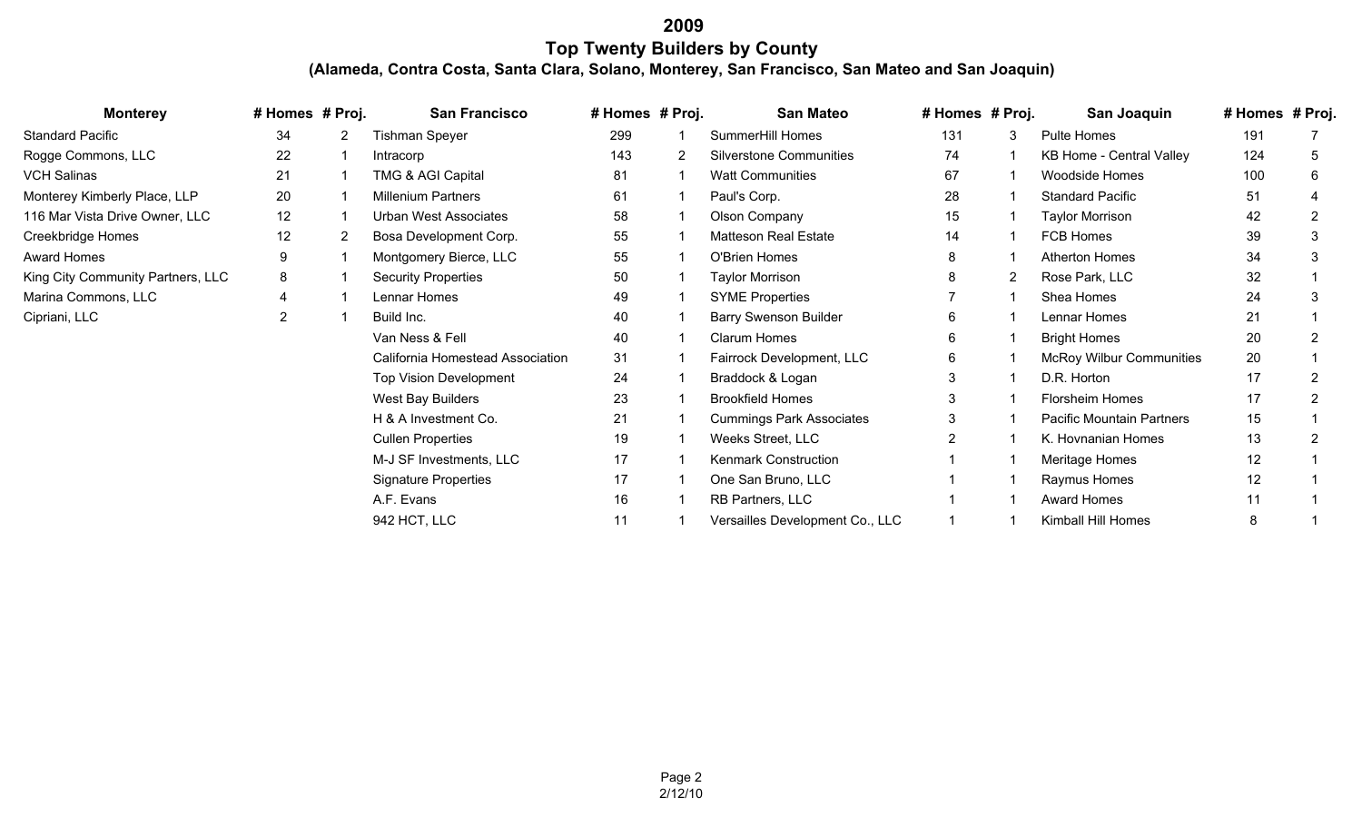# 2009
## Top Twenty Builders by County
### (Alameda, Contra Costa, Santa Clara, Solano, Monterey, San Francisco, San Mateo and San Joaquin)

| Monterey | # Homes | # Proj. | San Francisco | # Homes | # Proj. | San Mateo | # Homes | # Proj. | San Joaquin | # Homes | # Proj. |
|---|---|---|---|---|---|---|---|---|---|---|---|
| Standard Pacific | 34 | 2 | Tishman Speyer | 299 | 1 | SummerHill Homes | 131 | 3 | Pulte Homes | 191 | 7 |
| Rogge Commons, LLC | 22 | 1 | Intracorp | 143 | 2 | Silverstone Communities | 74 | 1 | KB Home - Central Valley | 124 | 5 |
| VCH Salinas | 21 | 1 | TMG & AGI Capital | 81 | 1 | Watt Communities | 67 | 1 | Woodside Homes | 100 | 6 |
| Monterey Kimberly Place, LLP | 20 | 1 | Millenium Partners | 61 | 1 | Paul's Corp. | 28 | 1 | Standard Pacific | 51 | 4 |
| 116 Mar Vista Drive Owner, LLC | 12 | 1 | Urban West Associates | 58 | 1 | Olson Company | 15 | 1 | Taylor Morrison | 42 | 2 |
| Creekbridge Homes | 12 | 2 | Bosa Development Corp. | 55 | 1 | Matteson Real Estate | 14 | 1 | FCB Homes | 39 | 3 |
| Award Homes | 9 | 1 | Montgomery Bierce, LLC | 55 | 1 | O'Brien Homes | 8 | 1 | Atherton Homes | 34 | 3 |
| King City Community Partners, LLC | 8 | 1 | Security Properties | 50 | 1 | Taylor Morrison | 8 | 2 | Rose Park, LLC | 32 | 1 |
| Marina Commons, LLC | 4 | 1 | Lennar Homes | 49 | 1 | SYME Properties | 7 | 1 | Shea Homes | 24 | 3 |
| Cipriani, LLC | 2 | 1 | Build Inc. | 40 | 1 | Barry Swenson Builder | 6 | 1 | Lennar Homes | 21 | 1 |
| | | | Van Ness & Fell | 40 | 1 | Clarum Homes | 6 | 1 | Bright Homes | 20 | 2 |
| | | | California Homestead Association | 31 | 1 | Fairrock Development, LLC | 6 | 1 | McRoy Wilbur Communities | 20 | 1 |
| | | | Top Vision Development | 24 | 1 | Braddock & Logan | 3 | 1 | D.R. Horton | 17 | 2 |
| | | | West Bay Builders | 23 | 1 | Brookfield Homes | 3 | 1 | Florsheim Homes | 17 | 2 |
| | | | H & A Investment Co. | 21 | 1 | Cummings Park Associates | 3 | 1 | Pacific Mountain Partners | 15 | 1 |
| | | | Cullen Properties | 19 | 1 | Weeks Street, LLC | 2 | 1 | K. Hovnanian Homes | 13 | 2 |
| | | | M-J SF Investments, LLC | 17 | 1 | Kenmark Construction | 1 | 1 | Meritage Homes | 12 | 1 |
| | | | Signature Properties | 17 | 1 | One San Bruno, LLC | 1 | 1 | Raymus Homes | 12 | 1 |
| | | | A.F. Evans | 16 | 1 | RB Partners, LLC | 1 | 1 | Award Homes | 11 | 1 |
| | | | 942 HCT, LLC | 11 | 1 | Versailles Development Co., LLC | 1 | 1 | Kimball Hill Homes | 8 | 1 |

2/12/10